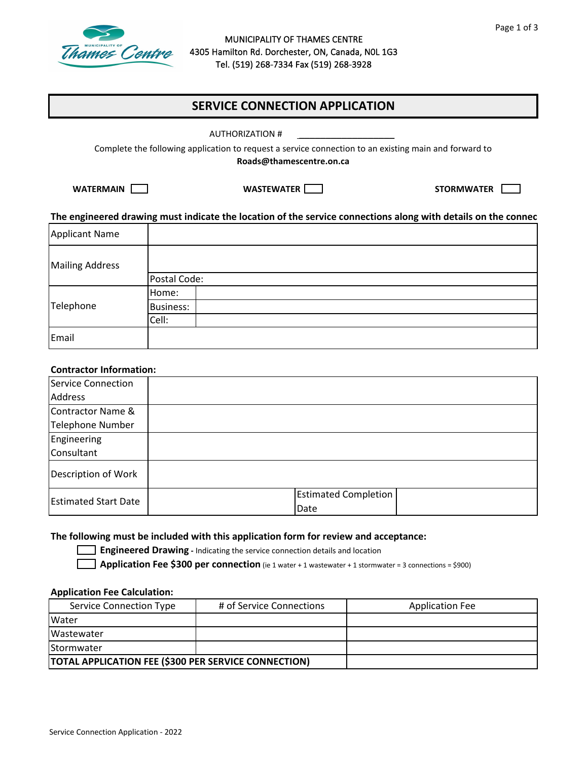MUNICIPALITY OF THAMES CENTRE
4305 Hamilton Rd. Dorchester, ON, Canada, N0L 1G3
Tel. (519) 268-7334 Fax (519) 268-3928

# SERVICE CONNECTION APPLICATION

AUTHORIZATION # ____________________

Complete the following application to request a service connection to an existing main and forward to **Roads@thamescentre.on.ca**

**WATERMAIN** ☐ **WASTEWATER** ☐ **STORMWATER** ☐

**The engineered drawing must indicate the location of the service connections along with details on the connec**

| | | |
|---|---|---|
| Applicant Name | | |
| Mailing Address | | |
| | Postal Code: | |
| Telephone | Home: | |
| | Business: | |
| | Cell: | |
| Email | | |

**Contractor Information:**

| | | | |
|---|---|---|---|
| Service Connection Address | | | |
| Contractor Name & Telephone Number | | | |
| Engineering Consultant | | | |
| Description of Work | | | |
| Estimated Start Date | | Estimated Completion Date | |

**The following must be included with this application form for review and acceptance:**

- ☐ **Engineered Drawing** - Indicating the service connection details and location
- ☐ **Application Fee $300 per connection** (ie 1 water + 1 wastewater + 1 stormwater = 3 connections = $900)

**Application Fee Calculation:**

| Service Connection Type | # of Service Connections | Application Fee |
|---|---|---|
| Water | | |
| Wastewater | | |
| Stormwater | | |
| **TOTAL APPLICATION FEE ($300 PER SERVICE CONNECTION)** | | |

Service Connection Application - 2022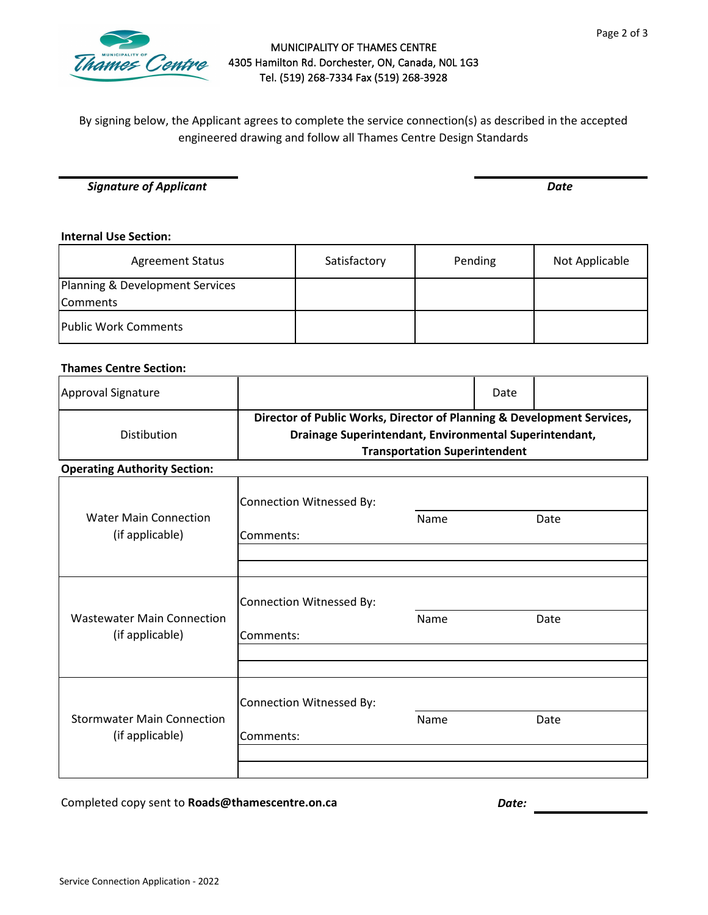MUNICIPALITY OF THAMES CENTRE
4305 Hamilton Rd. Dorchester, ON, Canada, N0L 1G3
Tel. (519) 268-7334 Fax (519) 268-3928

By signing below, the Applicant agrees to complete the service connection(s) as described in the accepted engineered drawing and follow all Thames Centre Design Standards

***Signature of Applicant*** ______________________  ***Date*** ______________________

**Internal Use Section:**

| Agreement Status | Satisfactory | Pending | Not Applicable |
|---|---|---|---|
| Planning & Development Services Comments | | | |
| Public Work Comments | | | |

**Thames Centre Section:**

| Approval Signature | | Date | |
|---|---|---|---|
| Distibution | **Director of Public Works, Director of Planning & Development Services, Drainage Superintendant, Environmental Superintendant, Transportation Superintendent** | | |

**Operating Authority Section:**

| Connection | Details |
|---|---|
| Water Main Connection (if applicable) | Connection Witnessed By: ______________ Name ______ Date ______<br>Comments: |
| Wastewater Main Connection (if applicable) | Connection Witnessed By: ______________ Name ______ Date ______<br>Comments: |
| Stormwater Main Connection (if applicable) | Connection Witnessed By: ______________ Name ______ Date ______<br>Comments: |

Completed copy sent to **Roads@thamescentre.on.ca** ***Date:*** ______________________

Service Connection Application - 2022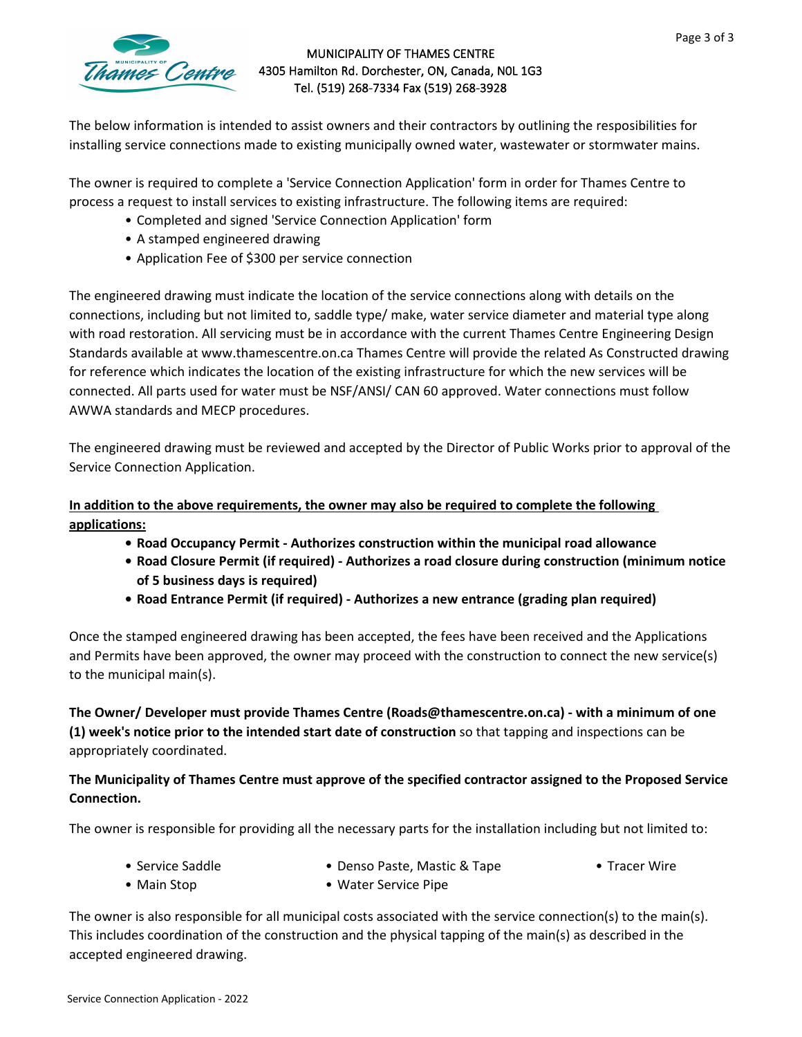MUNICIPALITY OF THAMES CENTRE
4305 Hamilton Rd. Dorchester, ON, Canada, N0L 1G3
Tel. (519) 268-7334 Fax (519) 268-3928

The below information is intended to assist owners and their contractors by outlining the resposibilities for installing service connections made to existing municipally owned water, wastewater or stormwater mains.

The owner is required to complete a 'Service Connection Application' form in order for Thames Centre to process a request to install services to existing infrastructure. The following items are required:

- Completed and signed 'Service Connection Application' form
- A stamped engineered drawing
- Application Fee of $300 per service connection

The engineered drawing must indicate the location of the service connections along with details on the connections, including but not limited to, saddle type/ make, water service diameter and material type along with road restoration. All servicing must be in accordance with the current Thames Centre Engineering Design Standards available at www.thamescentre.on.ca Thames Centre will provide the related As Constructed drawing for reference which indicates the location of the existing infrastructure for which the new services will be connected. All parts used for water must be NSF/ANSI/ CAN 60 approved. Water connections must follow AWWA standards and MECP procedures.

The engineered drawing must be reviewed and accepted by the Director of Public Works prior to approval of the Service Connection Application.

**In addition to the above requirements, the owner may also be required to complete the following applications:**

- **Road Occupancy Permit - Authorizes construction within the municipal road allowance**
- **Road Closure Permit (if required) - Authorizes a road closure during construction (minimum notice of 5 business days is required)**
- **Road Entrance Permit (if required) - Authorizes a new entrance (grading plan required)**

Once the stamped engineered drawing has been accepted, the fees have been received and the Applications and Permits have been approved, the owner may proceed with the construction to connect the new service(s) to the municipal main(s).

**The Owner/ Developer must provide Thames Centre (Roads@thamescentre.on.ca) - with a minimum of one (1) week's notice prior to the intended start date of construction** so that tapping and inspections can be appropriately coordinated.

**The Municipality of Thames Centre must approve of the specified contractor assigned to the Proposed Service Connection.**

The owner is responsible for providing all the necessary parts for the installation including but not limited to:

- Service Saddle
- Main Stop
- Denso Paste, Mastic & Tape
- Water Service Pipe
- Tracer Wire

The owner is also responsible for all municipal costs associated with the service connection(s) to the main(s). This includes coordination of the construction and the physical tapping of the main(s) as described in the accepted engineered drawing.

Service Connection Application - 2022